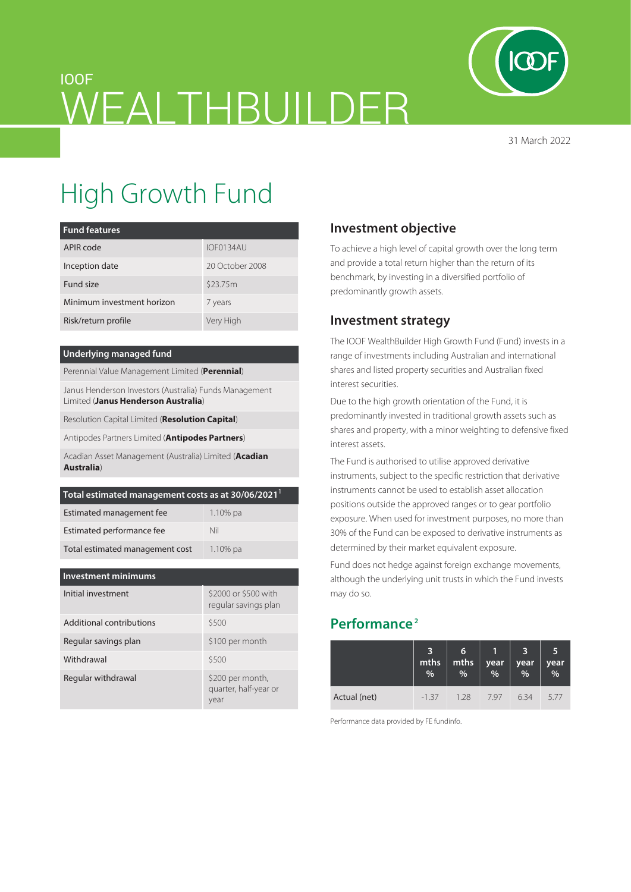IOOF

# WEALTHBUILDER

31 March 2022

# High Growth Fund

| Fund features | |
|---|---|
| APIR code | IOF0134AU |
| Inception date | 20 October 2008 |
| Fund size | $23.75m |
| Minimum investment horizon | 7 years |
| Risk/return profile | Very High |

| Underlying managed fund |
|---|
| Perennial Value Management Limited (**Perennial**) |
| Janus Henderson Investors (Australia) Funds Management Limited (**Janus Henderson Australia**) |
| Resolution Capital Limited (**Resolution Capital**) |
| Antipodes Partners Limited (**Antipodes Partners**) |
| Acadian Asset Management (Australia) Limited (**Acadian Australia**) |

| Total estimated management costs as at 30/06/2021[1] | |
|---|---|
| Estimated management fee | 1.10% pa |
| Estimated performance fee | Nil |
| Total estimated management cost | 1.10% pa |

| Investment minimums | |
|---|---|
| Initial investment | $2000 or $500 with regular savings plan |
| Additional contributions | $500 |
| Regular savings plan | $100 per month |
| Withdrawal | $500 |
| Regular withdrawal | $200 per month, quarter, half-year or year |

## Investment objective

To achieve a high level of capital growth over the long term and provide a total return higher than the return of its benchmark, by investing in a diversified portfolio of predominantly growth assets.

## Investment strategy

The IOOF WealthBuilder High Growth Fund (Fund) invests in a range of investments including Australian and international shares and listed property securities and Australian fixed interest securities.

Due to the high growth orientation of the Fund, it is predominantly invested in traditional growth assets such as shares and property, with a minor weighting to defensive fixed interest assets.

The Fund is authorised to utilise approved derivative instruments, subject to the specific restriction that derivative instruments cannot be used to establish asset allocation positions outside the approved ranges or to gear portfolio exposure. When used for investment purposes, no more than 30% of the Fund can be exposed to derivative instruments as determined by their market equivalent exposure.

Fund does not hedge against foreign exchange movements, although the underlying unit trusts in which the Fund invests may do so.

## Performance[2]

| | 3 mths % | 6 mths % | 1 year % | 3 year % | 5 year % |
|---|---|---|---|---|---|
| Actual (net) | -1.37 | 1.28 | 7.97 | 6.34 | 5.77 |

Performance data provided by FE fundinfo.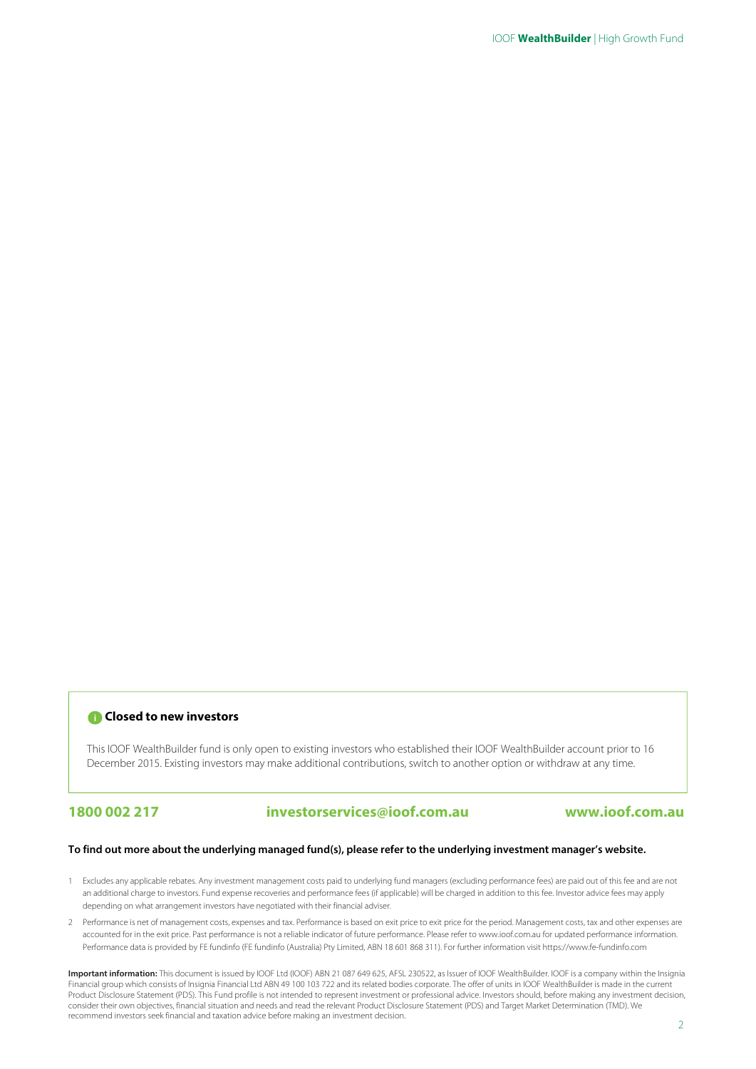### Closed to new investors

This IOOF WealthBuilder fund is only open to existing investors who established their IOOF WealthBuilder account prior to 16 December 2015. Existing investors may make additional contributions, switch to another option or withdraw at any time.

**1800 002 217** **investorservices@ioof.com.au** **www.ioof.com.au**

**To find out more about the underlying managed fund(s), please refer to the underlying investment manager's website.**

1 Excludes any applicable rebates. Any investment management costs paid to underlying fund managers (excluding performance fees) are paid out of this fee and are not an additional charge to investors. Fund expense recoveries and performance fees (if applicable) will be charged in addition to this fee. Investor advice fees may apply depending on what arrangement investors have negotiated with their financial adviser.

2 Performance is net of management costs, expenses and tax. Performance is based on exit price to exit price for the period. Management costs, tax and other expenses are accounted for in the exit price. Past performance is not a reliable indicator of future performance. Please refer to www.ioof.com.au for updated performance information. Performance data is provided by FE fundinfo (FE fundinfo (Australia) Pty Limited, ABN 18 601 868 311). For further information visit https://www.fe-fundinfo.com

**Important information:** This document is issued by IOOF Ltd (IOOF) ABN 21 087 649 625, AFSL 230522, as Issuer of IOOF WealthBuilder. IOOF is a company within the Insignia Financial group which consists of Insignia Financial Ltd ABN 49 100 103 722 and its related bodies corporate. The offer of units in IOOF WealthBuilder is made in the current Product Disclosure Statement (PDS). This Fund profile is not intended to represent investment or professional advice. Investors should, before making any investment decision, consider their own objectives, financial situation and needs and read the relevant Product Disclosure Statement (PDS) and Target Market Determination (TMD). We recommend investors seek financial and taxation advice before making an investment decision.